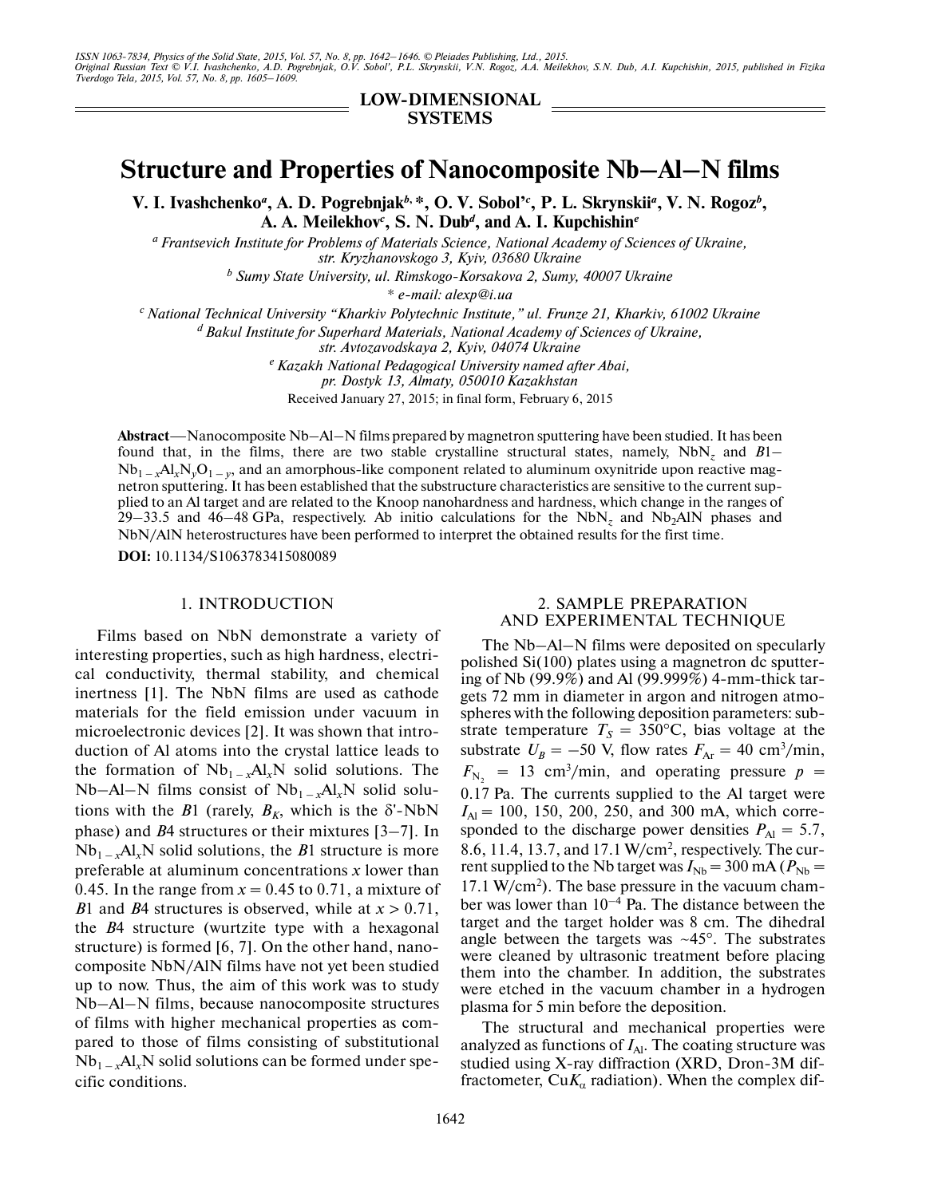LOW-DIMENSIONAL SYSTEMS

# Structure and Properties of Nanocomposite Nb–Al–N films

**V. I. Ivashchenko[a], A. D. Pogrebnjak[b, *], O. V. Sobol'[c], P. L. Skrynskii[a], V. N. Rogoz[b], A. A. Meilekhov[c], S. N. Dub[d], and A. I. Kupchishin[e]**

[a] Frantsevich Institute for Problems of Materials Science, National Academy of Sciences of Ukraine, str. Kryzhanovskogo 3, Kyiv, 03680 Ukraine

[b] Sumy State University, ul. Rimskogo-Korsakova 2, Sumy, 40007 Ukraine

\* e-mail: alexp@i.ua

[c] National Technical University "Kharkiv Polytechnic Institute," ul. Frunze 21, Kharkiv, 61002 Ukraine

[d] Bakul Institute for Superhard Materials, National Academy of Sciences of Ukraine, str. Avtozavodskaya 2, Kyiv, 04074 Ukraine

[e] Kazakh National Pedagogical University named after Abai, pr. Dostyk 13, Almaty, 050010 Kazakhstan

Received January 27, 2015; in final form, February 6, 2015

**Abstract**—Nanocomposite Nb–Al–N films prepared by magnetron sputtering have been studied. It has been found that, in the films, there are two stable crystalline structural states, namely, $NbN_z$ and $B1$–$Nb_{1-x}Al_xN_yO_{1-y}$, and an amorphous-like component related to aluminum oxynitride upon reactive magnetron sputtering. It has been established that the substructure characteristics are sensitive to the current supplied to an Al target and are related to the Knoop nanohardness and hardness, which change in the ranges of 29–33.5 and 46–48 GPa, respectively. Ab initio calculations for the $NbN_z$ and $Nb_2AlN$ phases and NbN/AlN heterostructures have been performed to interpret the obtained results for the first time.

**DOI:** 10.1134/S1063783415080089

## 1. INTRODUCTION

Films based on NbN demonstrate a variety of interesting properties, such as high hardness, electrical conductivity, thermal stability, and chemical inertness [1]. The NbN films are used as cathode materials for the field emission under vacuum in microelectronic devices [2]. It was shown that introduction of Al atoms into the crystal lattice leads to the formation of $Nb_{1-x}Al_xN$ solid solutions. The Nb–Al–N films consist of $Nb_{1-x}Al_xN$ solid solutions with the $B1$ (rarely, $B_K$, which is the δ'-NbN phase) and $B4$ structures or their mixtures [3–7]. In $Nb_{1-x}Al_xN$ solid solutions, the $B1$ structure is more preferable at aluminum concentrations $x$ lower than 0.45. In the range from $x = 0.45$ to 0.71, a mixture of $B1$ and $B4$ structures is observed, while at $x > 0.71$, the $B4$ structure (wurtzite type with a hexagonal structure) is formed [6, 7]. On the other hand, nanocomposite NbN/AlN films have not yet been studied up to now. Thus, the aim of this work was to study Nb–Al–N films, because nanocomposite structures of films with higher mechanical properties as compared to those of films consisting of substitutional $Nb_{1-x}Al_xN$ solid solutions can be formed under specific conditions.

## 2. SAMPLE PREPARATION AND EXPERIMENTAL TECHNIQUE

The Nb–Al–N films were deposited on specularly polished Si(100) plates using a magnetron dc sputtering of Nb (99.9%) and Al (99.999%) 4-mm-thick targets 72 mm in diameter in argon and nitrogen atmospheres with the following deposition parameters: substrate temperature $T_S = 350°C$, bias voltage at the substrate $U_B = -50$ V, flow rates $F_{Ar} = 40$ cm$^3$/min, $F_{N_2} = 13$ cm$^3$/min, and operating pressure $p = 0.17$ Pa. The currents supplied to the Al target were $I_{Al} = 100$, 150, 200, 250, and 300 mA, which corresponded to the discharge power densities $P_{Al} = 5.7$, 8.6, 11.4, 13.7, and 17.1 W/cm$^2$, respectively. The current supplied to the Nb target was $I_{Nb} = 300$ mA ($P_{Nb} = 17.1$ W/cm$^2$). The base pressure in the vacuum chamber was lower than $10^{-4}$ Pa. The distance between the target and the target holder was 8 cm. The dihedral angle between the targets was ~45°. The substrates were cleaned by ultrasonic treatment before placing them into the chamber. In addition, the substrates were etched in the vacuum chamber in a hydrogen plasma for 5 min before the deposition.

The structural and mechanical properties were analyzed as functions of $I_{Al}$. The coating structure was studied using X-ray diffraction (XRD, Dron-3M diffractometer, Cu$K_\alpha$ radiation). When the complex dif-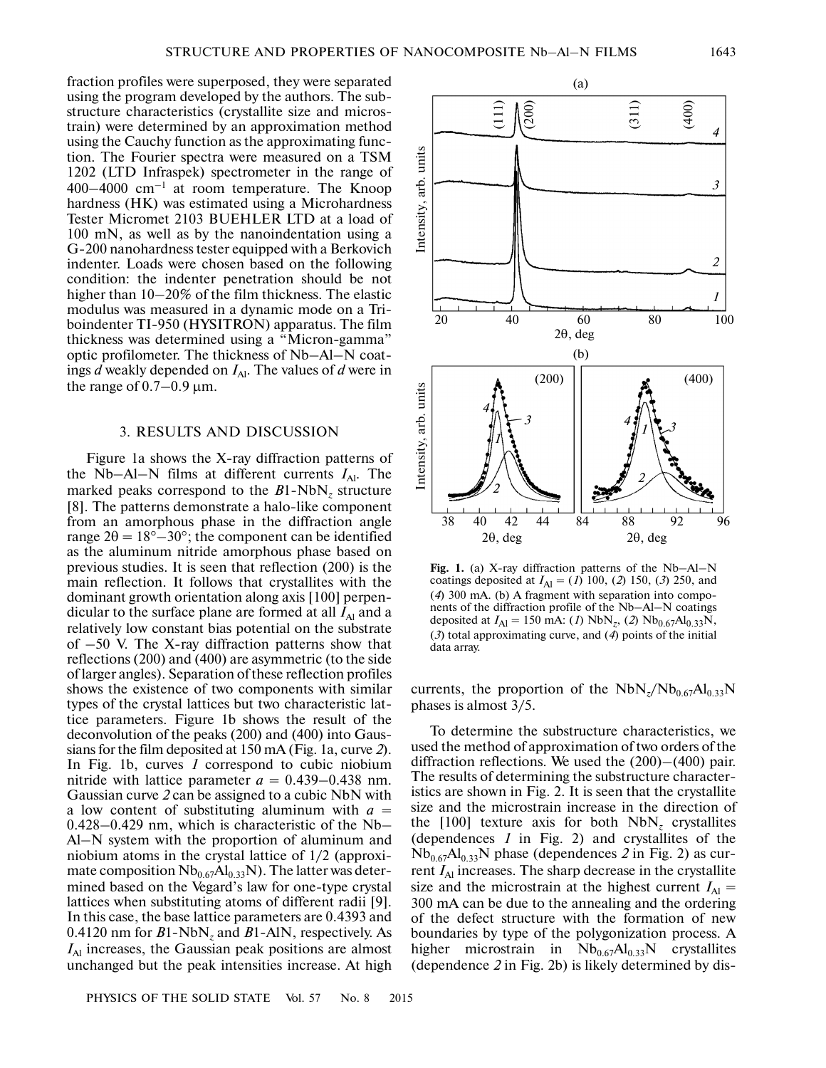fraction profiles were superposed, they were separated using the program developed by the authors. The substructure characteristics (crystallite size and microstrain) were determined by an approximation method using the Cauchy function as the approximating function. The Fourier spectra were measured on a TSM 1202 (LTD Infraspek) spectrometer in the range of 400–4000 $cm^{-1}$ at room temperature. The Knoop hardness (HK) was estimated using a Microhardness Tester Micromet 2103 BUEHLER LTD at a load of 100 mN, as well as by the nanoindentation using a G-200 nanohardness tester equipped with a Berkovich indenter. Loads were chosen based on the following condition: the indenter penetration should be not higher than 10–20% of the film thickness. The elastic modulus was measured in a dynamic mode on a Triboindenter TI-950 (HYSITRON) apparatus. The film thickness was determined using a "Micron-gamma" optic profilometer. The thickness of Nb–Al–N coatings $d$ weakly depended on $I_{Al}$. The values of $d$ were in the range of 0.7–0.9 μm.

## 3. RESULTS AND DISCUSSION

Figure 1a shows the X-ray diffraction patterns of the Nb–Al–N films at different currents $I_{Al}$. The marked peaks correspond to the $B1$-$NbN_z$ structure [8]. The patterns demonstrate a halo-like component from an amorphous phase in the diffraction angle range $2\theta = 18°–30°$; the component can be identified as the aluminum nitride amorphous phase based on previous studies. It is seen that reflection (200) is the main reflection. It follows that crystallites with the dominant growth orientation along axis [100] perpendicular to the surface plane are formed at all $I_{Al}$ and a relatively low constant bias potential on the substrate of –50 V. The X-ray diffraction patterns show that reflections (200) and (400) are asymmetric (to the side of larger angles). Separation of these reflection profiles shows the existence of two components with similar types of the crystal lattices but two characteristic lattice parameters. Figure 1b shows the result of the deconvolution of the peaks (200) and (400) into Gaussians for the film deposited at 150 mA (Fig. 1a, curve *2*). In Fig. 1b, curves *1* correspond to cubic niobium nitride with lattice parameter $a$ = 0.439–0.438 nm. Gaussian curve *2* can be assigned to a cubic NbN with a low content of substituting aluminum with $a$ = 0.428–0.429 nm, which is characteristic of the Nb–Al–N system with the proportion of aluminum and niobium atoms in the crystal lattice of 1/2 (approximate composition $Nb_{0.67}Al_{0.33}N$). The latter was determined based on the Vegard's law for one-type crystal lattices when substituting atoms of different radii [9]. In this case, the base lattice parameters are 0.4393 and 0.4120 nm for $B1$-$NbN_z$ and $B1$-AlN, respectively. As $I_{Al}$ increases, the Gaussian peak positions are almost unchanged but the peak intensities increase. At high currents, the proportion of the $NbN_z/Nb_{0.67}Al_{0.33}N$ phases is almost 3/5.

**Fig. 1.** (a) X-ray diffraction patterns of the Nb–Al–N coatings deposited at $I_{Al}$ = (*1*) 100, (*2*) 150, (*3*) 250, and (*4*) 300 mA. (b) A fragment with separation into components of the diffraction profile of the Nb–Al–N coatings deposited at $I_{Al}$ = 150 mA: (*1*) $NbN_z$, (*2*) $Nb_{0.67}Al_{0.33}N$, (*3*) total approximating curve, and (*4*) points of the initial data array.

To determine the substructure characteristics, we used the method of approximation of two orders of the diffraction reflections. We used the (200)–(400) pair. The results of determining the substructure characteristics are shown in Fig. 2. It is seen that the crystallite size and the microstrain increase in the direction of the [100] texture axis for both $NbN_z$ crystallites (dependences *1* in Fig. 2) and crystallites of the $Nb_{0.67}Al_{0.33}N$ phase (dependences *2* in Fig. 2) as current $I_{Al}$ increases. The sharp decrease in the crystallite size and the microstrain at the highest current $I_{Al}$ = 300 mA can be due to the annealing and the ordering of the defect structure with the formation of new boundaries by type of the polygonization process. A higher microstrain in $Nb_{0.67}Al_{0.33}N$ crystallites (dependence *2* in Fig. 2b) is likely determined by dis-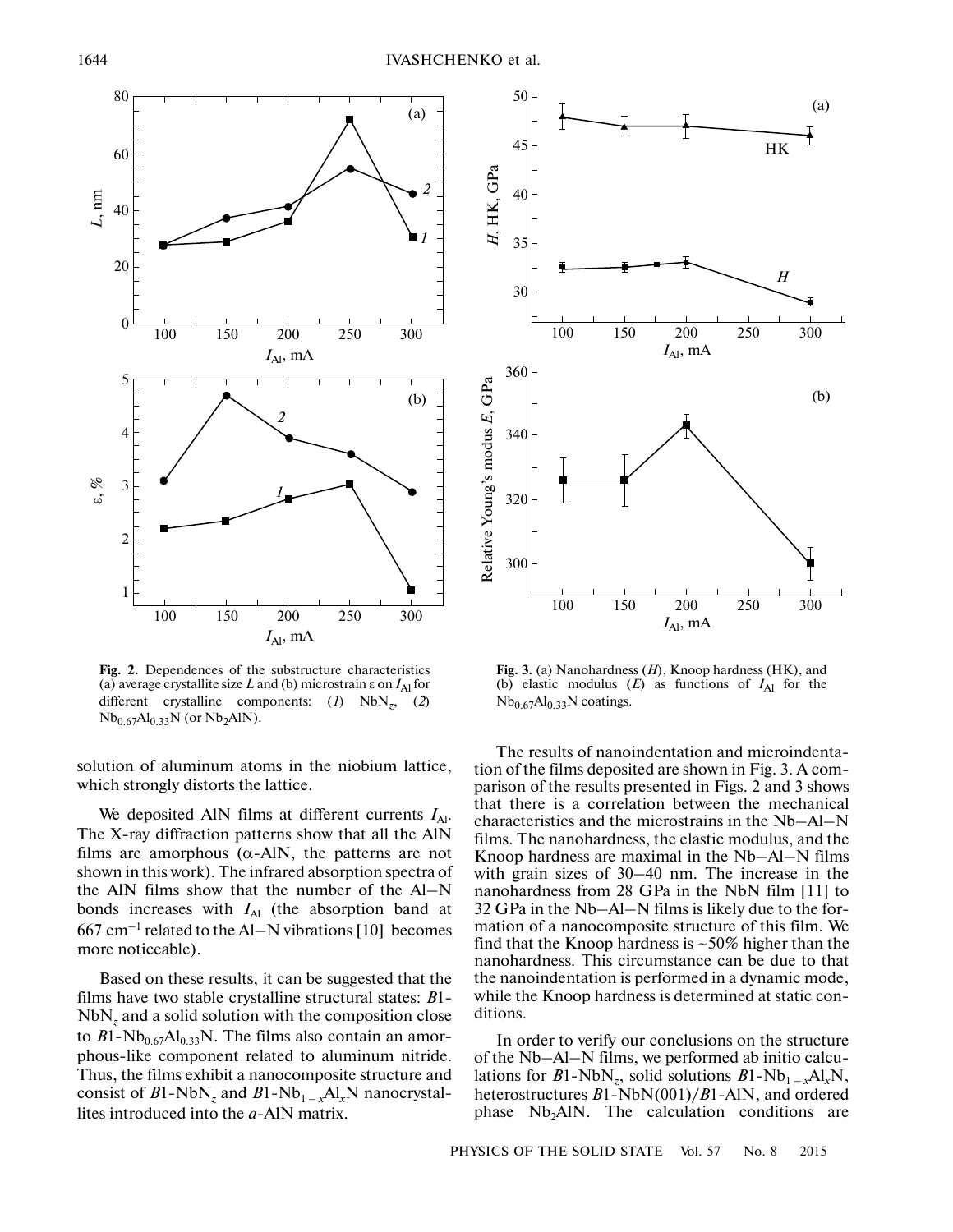**Fig. 2.** Dependences of the substructure characteristics (a) average crystallite size $L$ and (b) microstrain $\varepsilon$ on $I_{Al}$ for different crystalline components: (*1*) $NbN_z$, (*2*) $Nb_{0.67}Al_{0.33}N$ (or $Nb_2AlN$).

**Fig. 3.** (a) Nanohardness ($H$), Knoop hardness (HK), and (b) elastic modulus ($E$) as functions of $I_{Al}$ for the $Nb_{0.67}Al_{0.33}N$ coatings.

solution of aluminum atoms in the niobium lattice, which strongly distorts the lattice.

We deposited AlN films at different currents $I_{Al}$. The X-ray diffraction patterns show that all the AlN films are amorphous ($\alpha$-AlN, the patterns are not shown in this work). The infrared absorption spectra of the AlN films show that the number of the Al–N bonds increases with $I_{Al}$ (the absorption band at 667 $cm^{-1}$ related to the Al–N vibrations [10] becomes more noticeable).

Based on these results, it can be suggested that the films have two stable crystalline structural states: $B1$-$NbN_z$ and a solid solution with the composition close to $B1$-$Nb_{0.67}Al_{0.33}N$. The films also contain an amorphous-like component related to aluminum nitride. Thus, the films exhibit a nanocomposite structure and consist of $B1$-$NbN_z$ and $B1$-$Nb_{1-x}Al_xN$ nanocrystallites introduced into the $a$-AlN matrix.

The results of nanoindentation and microindentation of the films deposited are shown in Fig. 3. A comparison of the results presented in Figs. 2 and 3 shows that there is a correlation between the mechanical characteristics and the microstrains in the Nb–Al–N films. The nanohardness, the elastic modulus, and the Knoop hardness are maximal in the Nb–Al–N films with grain sizes of 30–40 nm. The increase in the nanohardness from 28 GPa in the NbN film [11] to 32 GPa in the Nb–Al–N films is likely due to the formation of a nanocomposite structure of this film. We find that the Knoop hardness is ~50% higher than the nanohardness. This circumstance can be due to that the nanoindentation is performed in a dynamic mode, while the Knoop hardness is determined at static conditions.

In order to verify our conclusions on the structure of the Nb–Al–N films, we performed ab initio calculations for $B1$-$NbN_z$, solid solutions $B1$-$Nb_{1-x}Al_xN$, heterostructures $B1$-NbN(001)/$B1$-AlN, and ordered phase $Nb_2AlN$. The calculation conditions are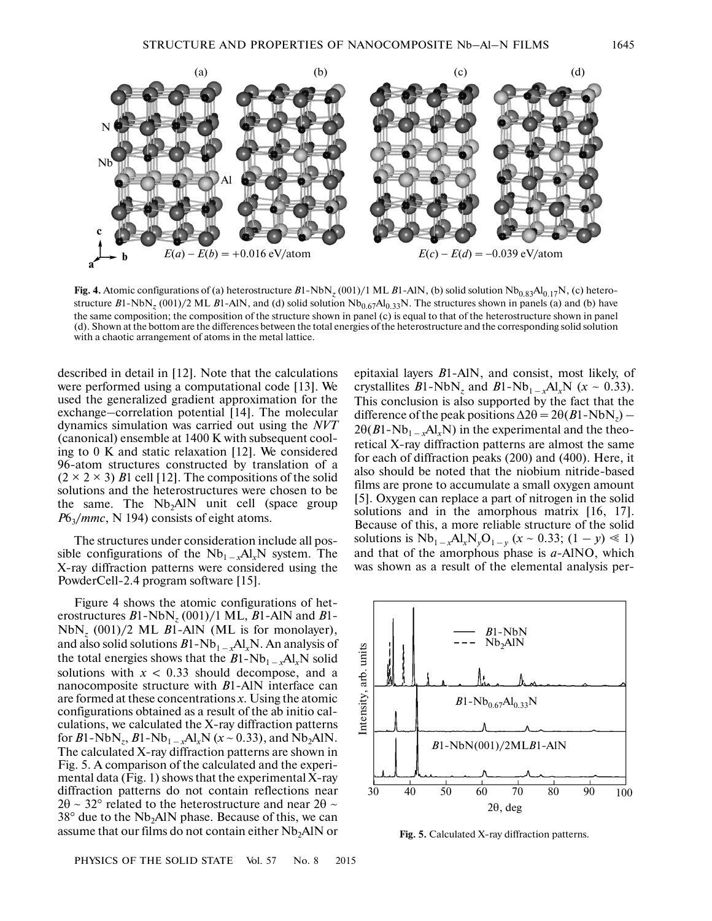Fig. 4. Atomic configurations of (a) heterostructure $B1$-$NbN_z$ (001)/1 ML $B1$-AlN, (b) solid solution $Nb_{0.83}Al_{0.17}N$, (c) heterostructure $B1$-$NbN_z$ (001)/2 ML $B1$-AlN, and (d) solid solution $Nb_{0.67}Al_{0.33}N$. The structures shown in panels (a) and (b) have the same composition; the composition of the structure shown in panel (c) is equal to that of the heterostructure shown in panel (d). Shown at the bottom are the differences between the total energies of the heterostructure and the corresponding solid solution with a chaotic arrangement of atoms in the metal lattice.

described in detail in [12]. Note that the calculations were performed using a computational code [13]. We used the generalized gradient approximation for the exchange–correlation potential [14]. The molecular dynamics simulation was carried out using the *NVT* (canonical) ensemble at 1400 K with subsequent cooling to 0 K and static relaxation [12]. We considered 96-atom structures constructed by translation of a $(2 \times 2 \times 3)$ $B1$ cell [12]. The compositions of the solid solutions and the heterostructures were chosen to be the same. The $Nb_2AlN$ unit cell (space group $P6_3/mmc$, N 194) consists of eight atoms.

The structures under consideration include all possible configurations of the $Nb_{1-x}Al_xN$ system. The X-ray diffraction patterns were considered using the PowderCell-2.4 program software [15].

Figure 4 shows the atomic configurations of heterostructures $B1$-$NbN_z$ (001)/1 ML, $B1$-AlN and $B1$-$NbN_z$ (001)/2 ML $B1$-AlN (ML is for monolayer), and also solid solutions $B1$-$Nb_{1-x}Al_xN$. An analysis of the total energies shows that the $B1$-$Nb_{1-x}Al_xN$ solid solutions with $x < 0.33$ should decompose, and a nanocomposite structure with $B1$-AlN interface can are formed at these concentrations $x$. Using the atomic configurations obtained as a result of the ab initio calculations, we calculated the X-ray diffraction patterns for $B1$-$NbN_z$, $B1$-$Nb_{1-x}Al_xN$ ($x \sim 0.33$), and $Nb_2AlN$. The calculated X-ray diffraction patterns are shown in Fig. 5. A comparison of the calculated and the experimental data (Fig. 1) shows that the experimental X-ray diffraction patterns do not contain reflections near $2\theta \sim 32°$ related to the heterostructure and near $2\theta \sim 38°$ due to the $Nb_2AlN$ phase. Because of this, we can assume that our films do not contain either $Nb_2AlN$ or epitaxial layers $B1$-AlN, and consist, most likely, of crystallites $B1$-$NbN_z$ and $B1$-$Nb_{1-x}Al_xN$ ($x \sim 0.33$). This conclusion is also supported by the fact that the difference of the peak positions $\Delta 2\theta = 2\theta(B1\text{-}NbN_z) - 2\theta(B1\text{-}Nb_{1-x}Al_xN)$ in the experimental and the theoretical X-ray diffraction patterns are almost the same for each of diffraction peaks (200) and (400). Here, it also should be noted that the niobium nitride-based films are prone to accumulate a small oxygen amount [5]. Oxygen can replace a part of nitrogen in the solid solutions and in the amorphous matrix [16, 17]. Because of this, a more reliable structure of the solid solutions is $Nb_{1-x}Al_xN_yO_{1-y}$ ($x \sim 0.33$; $(1 - y) \ll 1$) and that of the amorphous phase is *a*-AlNO, which was shown as a result of the elemental analysis per-

Fig. 5. Calculated X-ray diffraction patterns.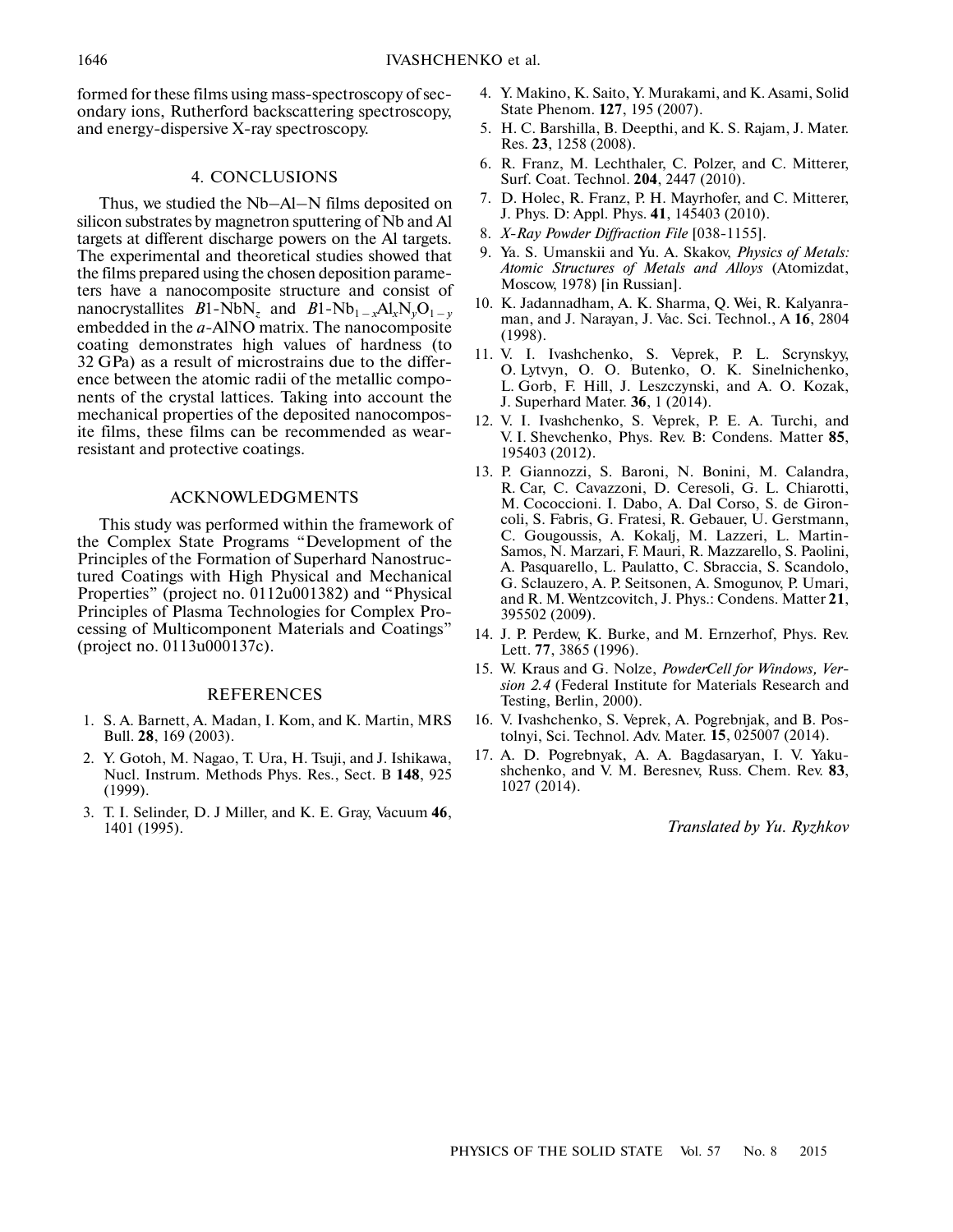formed for these films using mass-spectroscopy of secondary ions, Rutherford backscattering spectroscopy, and energy-dispersive X-ray spectroscopy.

## 4. CONCLUSIONS

Thus, we studied the Nb–Al–N films deposited on silicon substrates by magnetron sputtering of Nb and Al targets at different discharge powers on the Al targets. The experimental and theoretical studies showed that the films prepared using the chosen deposition parameters have a nanocomposite structure and consist of nanocrystallites $B1$-$NbN_z$ and $B1$-$Nb_{1-x}Al_xN_yO_{1-y}$ embedded in the *a*-AlNO matrix. The nanocomposite coating demonstrates high values of hardness (to 32 GPa) as a result of microstrains due to the difference between the atomic radii of the metallic components of the crystal lattices. Taking into account the mechanical properties of the deposited nanocomposite films, these films can be recommended as wear-resistant and protective coatings.

## ACKNOWLEDGMENTS

This study was performed within the framework of the Complex State Programs "Development of the Principles of the Formation of Superhard Nanostructured Coatings with High Physical and Mechanical Properties" (project no. 0112u001382) and "Physical Principles of Plasma Technologies for Complex Processing of Multicomponent Materials and Coatings" (project no. 0113u000137c).

## REFERENCES

1. S. A. Barnett, A. Madan, I. Kom, and K. Martin, MRS Bull. **28**, 169 (2003).
2. Y. Gotoh, M. Nagao, T. Ura, H. Tsuji, and J. Ishikawa, Nucl. Instrum. Methods Phys. Res., Sect. B **148**, 925 (1999).
3. T. I. Selinder, D. J Miller, and K. E. Gray, Vacuum **46**, 1401 (1995).
4. Y. Makino, K. Saito, Y. Murakami, and K. Asami, Solid State Phenom. **127**, 195 (2007).
5. H. C. Barshilla, B. Deepthi, and K. S. Rajam, J. Mater. Res. **23**, 1258 (2008).
6. R. Franz, M. Lechthaler, C. Polzer, and C. Mitterer, Surf. Coat. Technol. **204**, 2447 (2010).
7. D. Holec, R. Franz, P. H. Mayrhofer, and C. Mitterer, J. Phys. D: Appl. Phys. **41**, 145403 (2010).
8. *X-Ray Powder Diffraction File* [038-1155].
9. Ya. S. Umanskii and Yu. A. Skakov, *Physics of Metals: Atomic Structures of Metals and Alloys* (Atomizdat, Moscow, 1978) [in Russian].
10. K. Jadannadham, A. K. Sharma, Q. Wei, R. Kalyanraman, and J. Narayan, J. Vac. Sci. Technol., A **16**, 2804 (1998).
11. V. I. Ivashchenko, S. Veprek, P. L. Scrynskyy, O. Lytvyn, O. O. Butenko, O. K. Sinelnichenko, L. Gorb, F. Hill, J. Leszczynski, and A. O. Kozak, J. Superhard Mater. **36**, 1 (2014).
12. V. I. Ivashchenko, S. Veprek, P. E. A. Turchi, and V. I. Shevchenko, Phys. Rev. B: Condens. Matter **85**, 195403 (2012).
13. P. Giannozzi, S. Baroni, N. Bonini, M. Calandra, R. Car, C. Cavazzoni, D. Ceresoli, G. L. Chiarotti, M. Cococcioni. I. Dabo, A. Dal Corso, S. de Gironcoli, S. Fabris, G. Fratesi, R. Gebauer, U. Gerstmann, C. Gougoussis, A. Kokalj, M. Lazzeri, L. Martin-Samos, N. Marzari, F. Mauri, R. Mazzarello, S. Paolini, A. Pasquarello, L. Paulatto, C. Sbraccia, S. Scandolo, G. Sclauzero, A. P. Seitsonen, A. Smogunov, P. Umari, and R. M. Wentzcovitch, J. Phys.: Condens. Matter **21**, 395502 (2009).
14. J. P. Perdew, K. Burke, and M. Ernzerhof, Phys. Rev. Lett. **77**, 3865 (1996).
15. W. Kraus and G. Nolze, *PowderCell for Windows, Version 2.4* (Federal Institute for Materials Research and Testing, Berlin, 2000).
16. V. Ivashchenko, S. Veprek, A. Pogrebnjak, and B. Postolnyi, Sci. Technol. Adv. Mater. **15**, 025007 (2014).
17. A. D. Pogrebnyak, A. A. Bagdasaryan, I. V. Yakushchenko, and V. M. Beresnev, Russ. Chem. Rev. **83**, 1027 (2014).

*Translated by Yu. Ryzhkov*